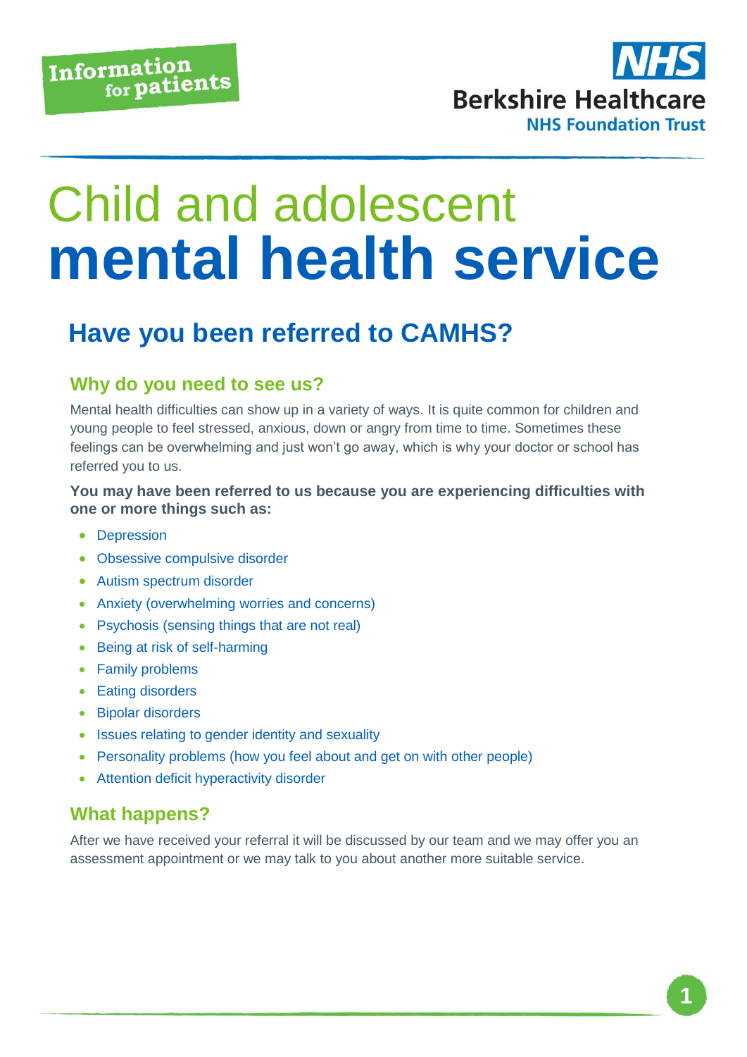Information for patients

NHS Berkshire Healthcare NHS Foundation Trust

# Child and adolescent **mental health service**

## Have you been referred to CAMHS?

### Why do you need to see us?

Mental health difficulties can show up in a variety of ways. It is quite common for children and young people to feel stressed, anxious, down or angry from time to time. Sometimes these feelings can be overwhelming and just won't go away, which is why your doctor or school has referred you to us.

**You may have been referred to us because you are experiencing difficulties with one or more things such as:**

- Depression
- Obsessive compulsive disorder
- Autism spectrum disorder
- Anxiety (overwhelming worries and concerns)
- Psychosis (sensing things that are not real)
- Being at risk of self-harming
- Family problems
- Eating disorders
- Bipolar disorders
- Issues relating to gender identity and sexuality
- Personality problems (how you feel about and get on with other people)
- Attention deficit hyperactivity disorder

### What happens?

After we have received your referral it will be discussed by our team and we may offer you an assessment appointment or we may talk to you about another more suitable service.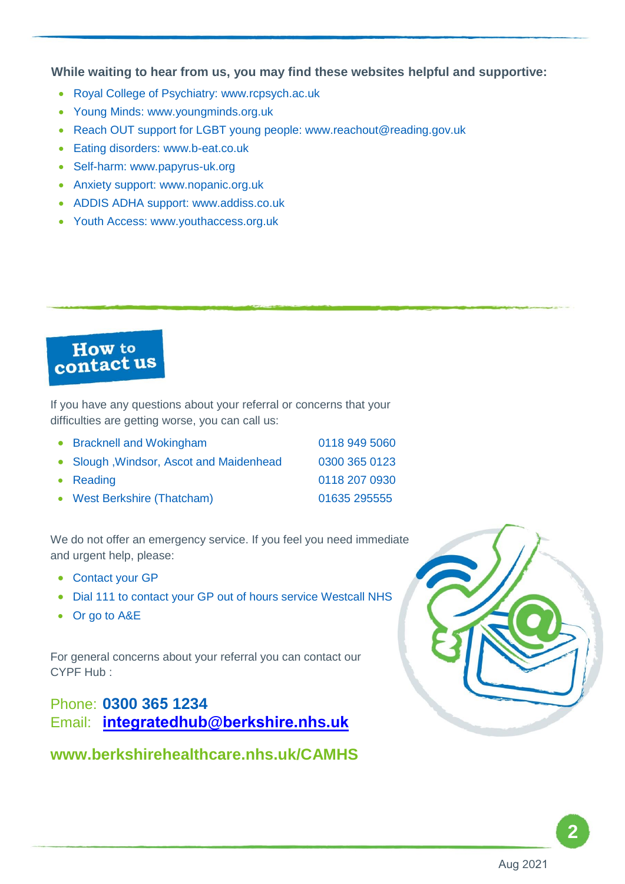**While waiting to hear from us, you may find these websites helpful and supportive:**

- Royal College of Psychiatry: www.rcpsych.ac.uk
- Young Minds: www.youngminds.org.uk
- Reach OUT support for LGBT young people: www.reachout@reading.gov.uk
- Eating disorders: www.b-eat.co.uk
- Self-harm: www.papyrus-uk.org
- Anxiety support: www.nopanic.org.uk
- ADDIS ADHA support: www.addiss.co.uk
- Youth Access: www.youthaccess.org.uk

## How to contact us

If you have any questions about your referral or concerns that your difficulties are getting worse, you can call us:

| | |
|---|---|
| Bracknell and Wokingham | 0118 949 5060 |
| Slough ,Windsor, Ascot and Maidenhead | 0300 365 0123 |
| Reading | 0118 207 0930 |
| West Berkshire (Thatcham) | 01635 295555 |

We do not offer an emergency service. If you feel you need immediate and urgent help, please:

- Contact your GP
- Dial 111 to contact your GP out of hours service Westcall NHS
- Or go to A&E

For general concerns about your referral you can contact our CYPF Hub :

Phone: **0300 365 1234**
Email: **integratedhub@berkshire.nhs.uk**

**www.berkshirehealthcare.nhs.uk/CAMHS**

Aug 2021